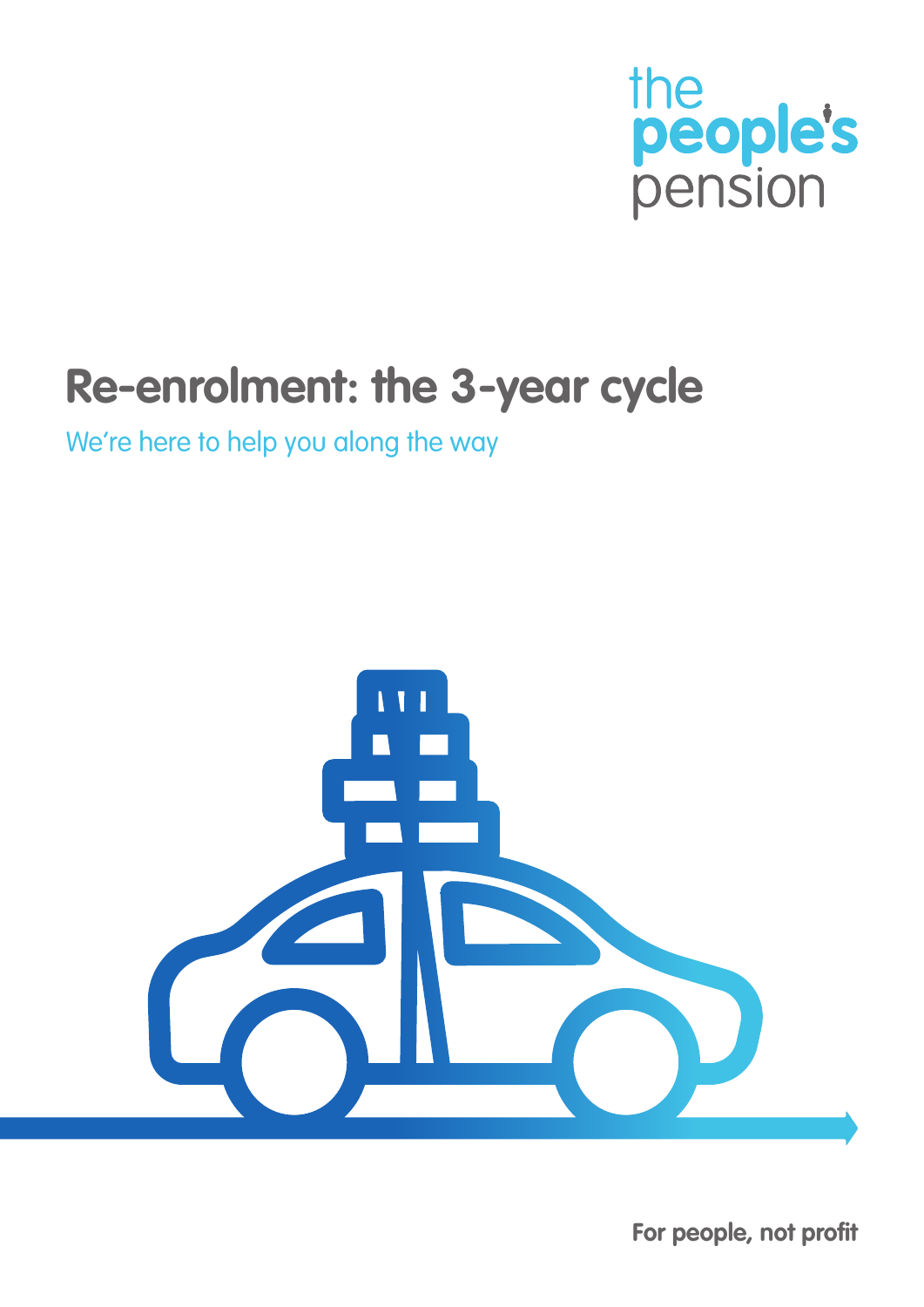the people's pension

# Re-enrolment: the 3-year cycle

We're here to help you along the way

For people, not profit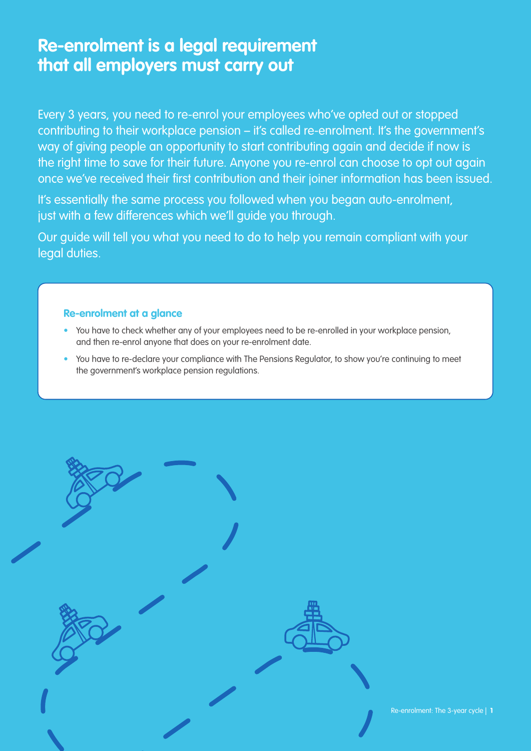# Re-enrolment is a legal requirement that all employers must carry out

Every 3 years, you need to re-enrol your employees who've opted out or stopped contributing to their workplace pension – it's called re-enrolment. It's the government's way of giving people an opportunity to start contributing again and decide if now is the right time to save for their future. Anyone you re-enrol can choose to opt out again once we've received their first contribution and their joiner information has been issued.

It's essentially the same process you followed when you began auto-enrolment, just with a few differences which we'll guide you through.

Our guide will tell you what you need to do to help you remain compliant with your legal duties.

### Re-enrolment at a glance

- You have to check whether any of your employees need to be re-enrolled in your workplace pension, and then re-enrol anyone that does on your re-enrolment date.
- You have to re-declare your compliance with The Pensions Regulator, to show you're continuing to meet the government's workplace pension regulations.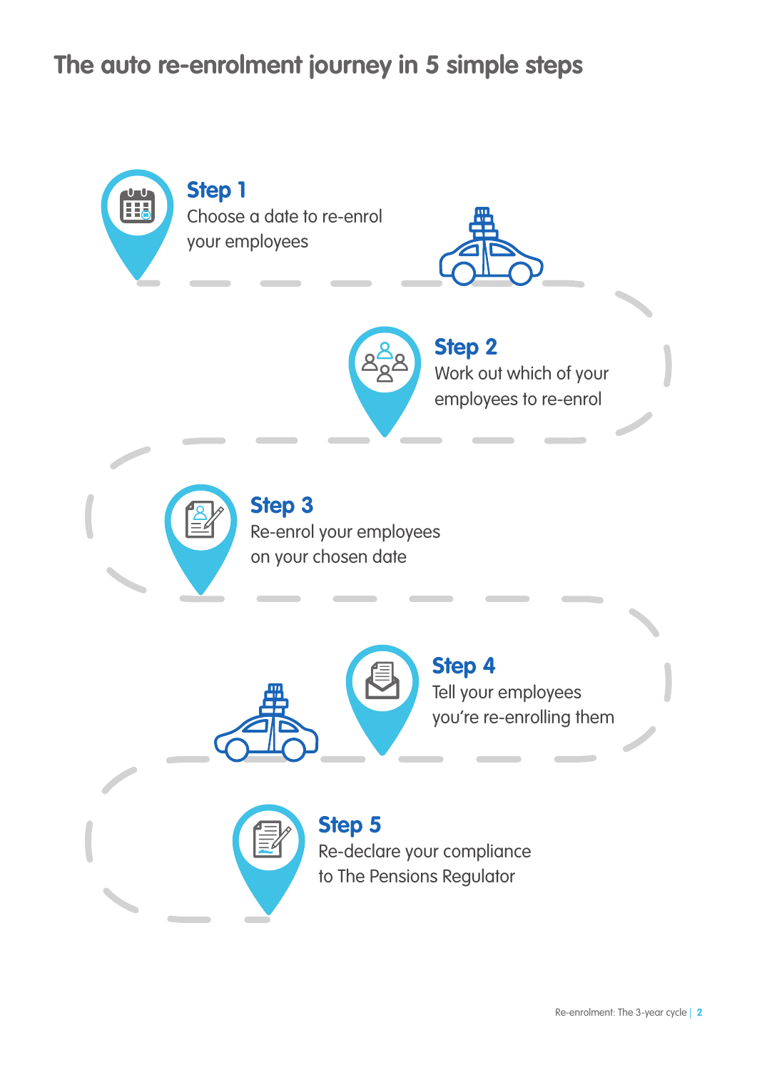# The auto re-enrolment journey in 5 simple steps

### Step 1
Choose a date to re-enrol your employees

### Step 2
Work out which of your employees to re-enrol

### Step 3
Re-enrol your employees on your chosen date

### Step 4
Tell your employees you're re-enrolling them

### Step 5
Re-declare your compliance to The Pensions Regulator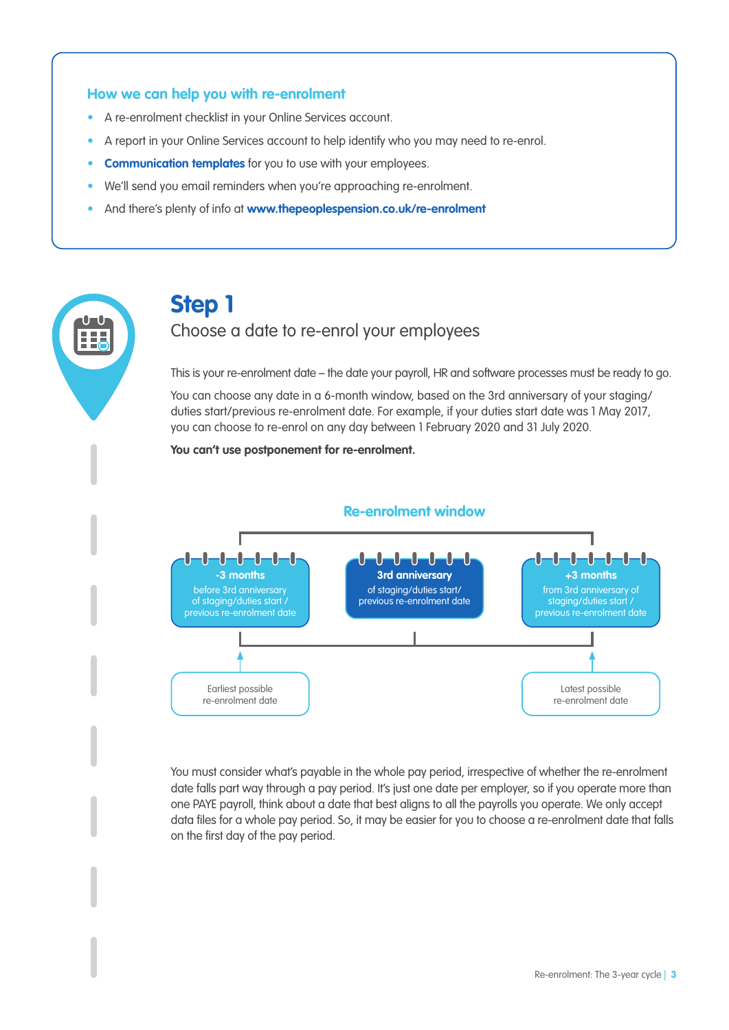### How we can help you with re-enrolment

- A re-enrolment checklist in your Online Services account.
- A report in your Online Services account to help identify who you may need to re-enrol.
- **Communication templates** for you to use with your employees.
- We'll send you email reminders when you're approaching re-enrolment.
- And there's plenty of info at **www.thepeoplespension.co.uk/re-enrolment**

## Step 1

Choose a date to re-enrol your employees

This is your re-enrolment date – the date your payroll, HR and software processes must be ready to go.

You can choose any date in a 6-month window, based on the 3rd anniversary of your staging/duties start/previous re-enrolment date. For example, if your duties start date was 1 May 2017, you can choose to re-enrol on any day between 1 February 2020 and 31 July 2020.

**You can't use postponement for re-enrolment.**

### Re-enrolment window

| -3 months | 3rd anniversary | +3 months |
| --- | --- | --- |
| before 3rd anniversary of staging/duties start / previous re-enrolment date | of staging/duties start/ previous re-enrolment date | from 3rd anniversary of staging/duties start / previous re-enrolment date |
| Earliest possible re-enrolment date | | Latest possible re-enrolment date |

You must consider what's payable in the whole pay period, irrespective of whether the re-enrolment date falls part way through a pay period. It's just one date per employer, so if you operate more than one PAYE payroll, think about a date that best aligns to all the payrolls you operate. We only accept data files for a whole pay period. So, it may be easier for you to choose a re-enrolment date that falls on the first day of the pay period.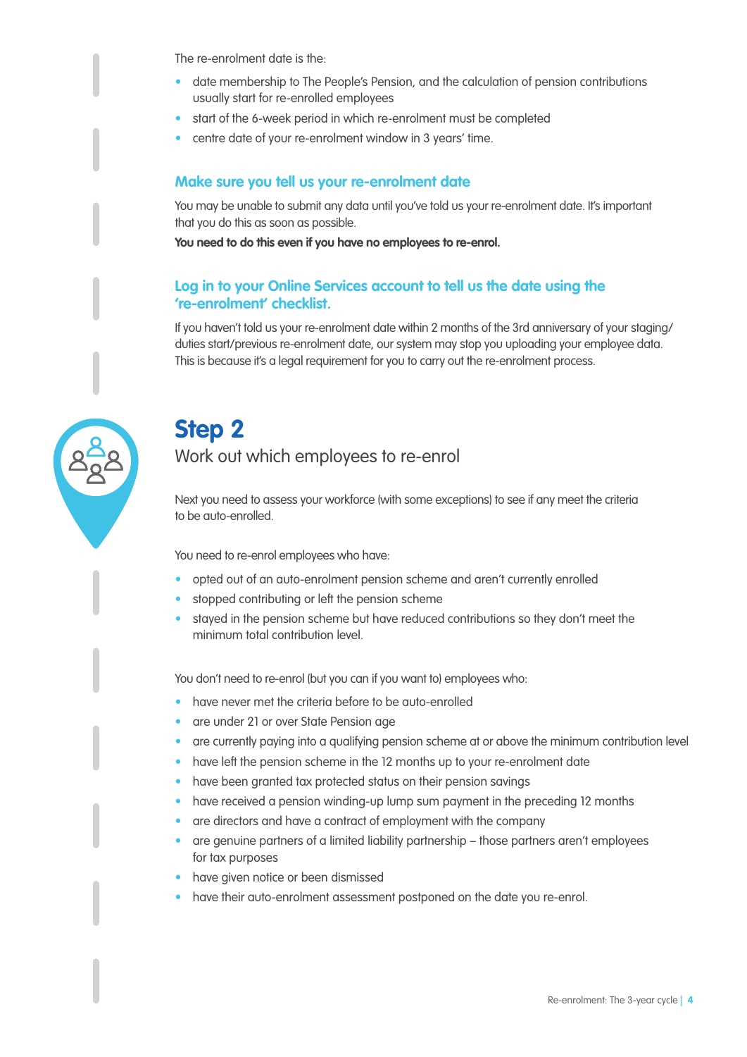The re-enrolment date is the:

- date membership to The People's Pension, and the calculation of pension contributions usually start for re-enrolled employees
- start of the 6-week period in which re-enrolment must be completed
- centre date of your re-enrolment window in 3 years' time.

### Make sure you tell us your re-enrolment date

You may be unable to submit any data until you've told us your re-enrolment date. It's important that you do this as soon as possible.

**You need to do this even if you have no employees to re-enrol.**

### Log in to your Online Services account to tell us the date using the 're-enrolment' checklist.

If you haven't told us your re-enrolment date within 2 months of the 3rd anniversary of your staging/duties start/previous re-enrolment date, our system may stop you uploading your employee data. This is because it's a legal requirement for you to carry out the re-enrolment process.

## Step 2

Work out which employees to re-enrol

Next you need to assess your workforce (with some exceptions) to see if any meet the criteria to be auto-enrolled.

You need to re-enrol employees who have:

- opted out of an auto-enrolment pension scheme and aren't currently enrolled
- stopped contributing or left the pension scheme
- stayed in the pension scheme but have reduced contributions so they don't meet the minimum total contribution level.

You don't need to re-enrol (but you can if you want to) employees who:

- have never met the criteria before to be auto-enrolled
- are under 21 or over State Pension age
- are currently paying into a qualifying pension scheme at or above the minimum contribution level
- have left the pension scheme in the 12 months up to your re-enrolment date
- have been granted tax protected status on their pension savings
- have received a pension winding-up lump sum payment in the preceding 12 months
- are directors and have a contract of employment with the company
- are genuine partners of a limited liability partnership – those partners aren't employees for tax purposes
- have given notice or been dismissed
- have their auto-enrolment assessment postponed on the date you re-enrol.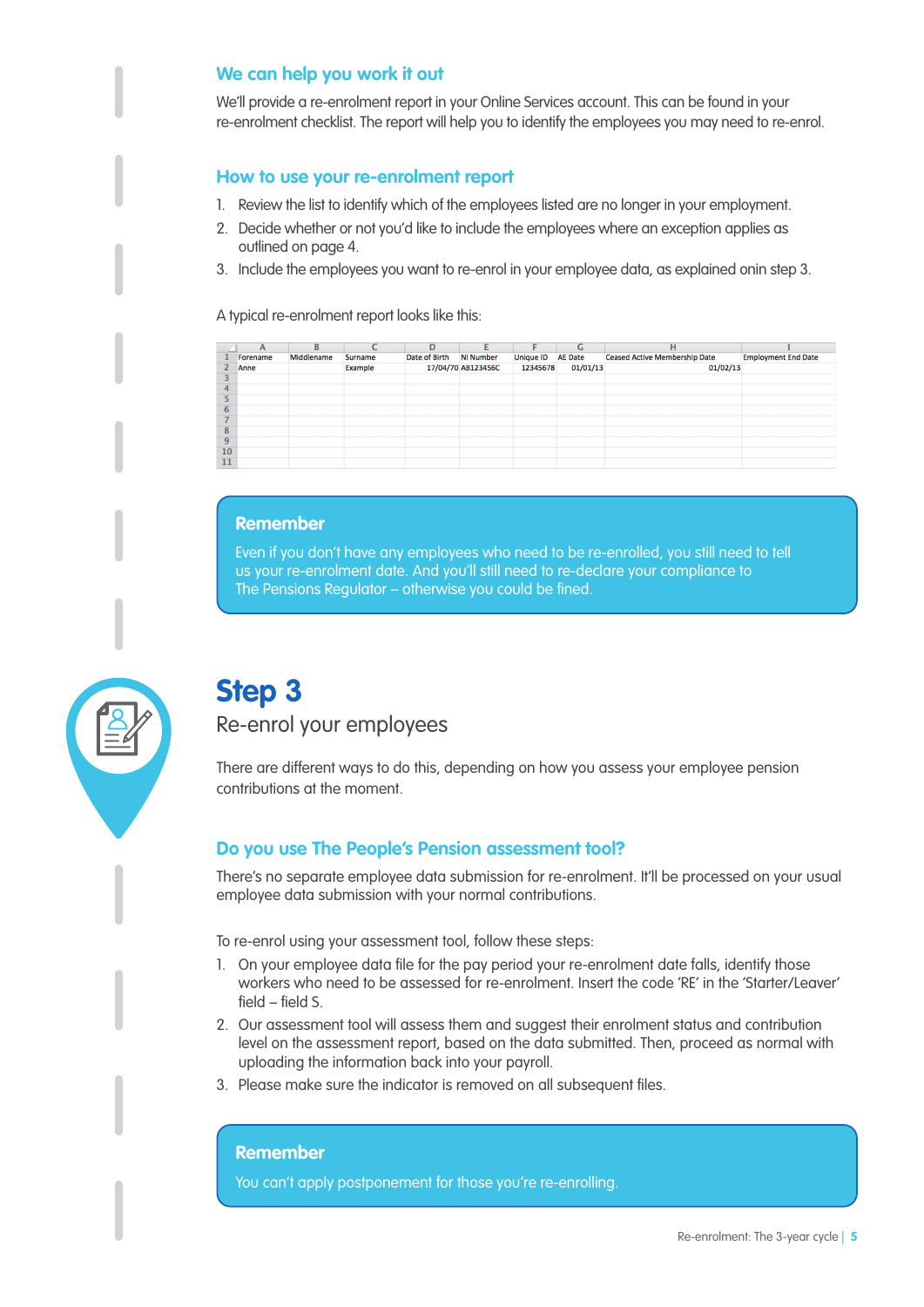## We can help you work it out

We'll provide a re-enrolment report in your Online Services account. This can be found in your re-enrolment checklist. The report will help you to identify the employees you may need to re-enrol.

## How to use your re-enrolment report

1. Review the list to identify which of the employees listed are no longer in your employment.
2. Decide whether or not you'd like to include the employees where an exception applies as outlined on page 4.
3. Include the employees you want to re-enrol in your employee data, as explained onin step 3.

A typical re-enrolment report looks like this:

| | A | B | C | D | E | F | G | H | I |
|---|---|---|---|---|---|---|---|---|---|
| 1 | Forename | Middlename | Surname | Date of Birth | NI Number | Unique ID | AE Date | Ceased Active Membership Date | Employment End Date |
| 2 | Anne | | Example | 17/04/70 | AB123456C | 12345678 | 01/01/13 | 01/02/13 | |
| 3 | | | | | | | | | |
| 4 | | | | | | | | | |
| 5 | | | | | | | | | |
| 6 | | | | | | | | | |
| 7 | | | | | | | | | |
| 8 | | | | | | | | | |
| 9 | | | | | | | | | |
| 10 | | | | | | | | | |
| 11 | | | | | | | | | |

**Remember**

Even if you don't have any employees who need to be re-enrolled, you still need to tell us your re-enrolment date. And you'll still need to re-declare your compliance to The Pensions Regulator – otherwise you could be fined.

# Step 3

## Re-enrol your employees

There are different ways to do this, depending on how you assess your employee pension contributions at the moment.

## Do you use The People's Pension assessment tool?

There's no separate employee data submission for re-enrolment. It'll be processed on your usual employee data submission with your normal contributions.

To re-enrol using your assessment tool, follow these steps:

1. On your employee data file for the pay period your re-enrolment date falls, identify those workers who need to be assessed for re-enrolment. Insert the code 'RE' in the 'Starter/Leaver' field – field S.
2. Our assessment tool will assess them and suggest their enrolment status and contribution level on the assessment report, based on the data submitted. Then, proceed as normal with uploading the information back into your payroll.
3. Please make sure the indicator is removed on all subsequent files.

**Remember**

You can't apply postponement for those you're re-enrolling.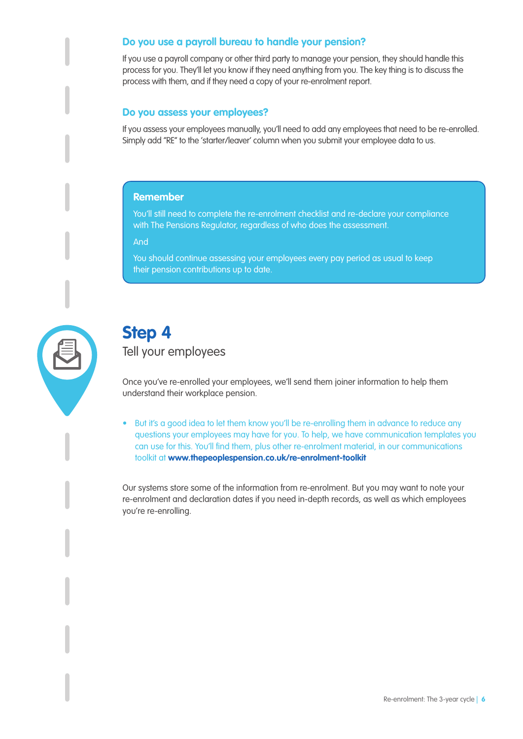### Do you use a payroll bureau to handle your pension?

If you use a payroll company or other third party to manage your pension, they should handle this process for you. They'll let you know if they need anything from you. The key thing is to discuss the process with them, and if they need a copy of your re-enrolment report.

### Do you assess your employees?

If you assess your employees manually, you'll need to add any employees that need to be re-enrolled. Simply add "RE" to the 'starter/leaver' column when you submit your employee data to us.

> **Remember**
>
> You'll still need to complete the re-enrolment checklist and re-declare your compliance with The Pensions Regulator, regardless of who does the assessment.
>
> And
>
> You should continue assessing your employees every pay period as usual to keep their pension contributions up to date.

## Step 4

Tell your employees

Once you've re-enrolled your employees, we'll send them joiner information to help them understand their workplace pension.

- But it's a good idea to let them know you'll be re-enrolling them in advance to reduce any questions your employees may have for you. To help, we have communication templates you can use for this. You'll find them, plus other re-enrolment material, in our communications toolkit at **www.thepeoplespension.co.uk/re-enrolment-toolkit**

Our systems store some of the information from re-enrolment. But you may want to note your re-enrolment and declaration dates if you need in-depth records, as well as which employees you're re-enrolling.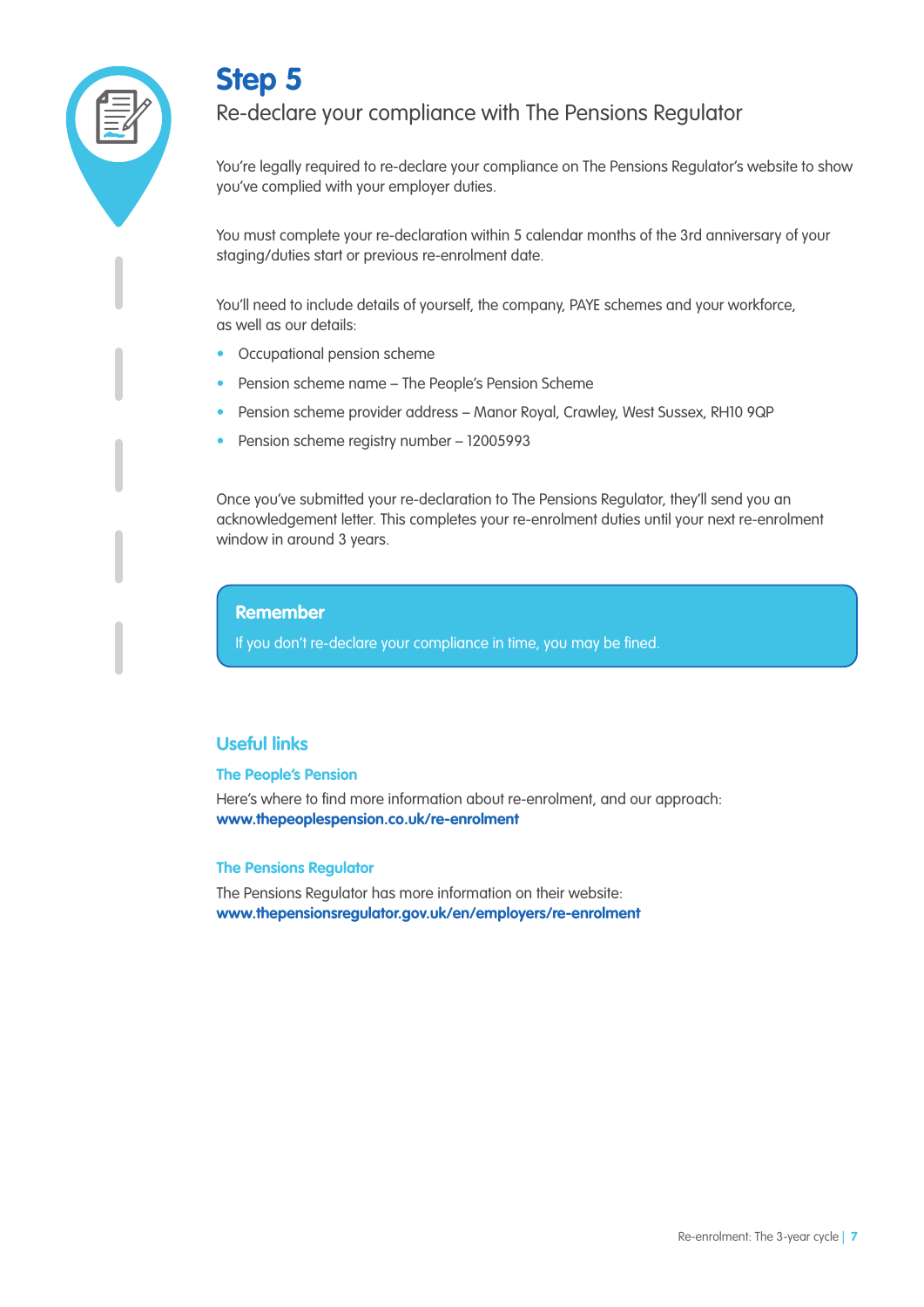# Step 5

## Re-declare your compliance with The Pensions Regulator

You're legally required to re-declare your compliance on The Pensions Regulator's website to show you've complied with your employer duties.

You must complete your re-declaration within 5 calendar months of the 3rd anniversary of your staging/duties start or previous re-enrolment date.

You'll need to include details of yourself, the company, PAYE schemes and your workforce, as well as our details:

- Occupational pension scheme
- Pension scheme name – The People's Pension Scheme
- Pension scheme provider address – Manor Royal, Crawley, West Sussex, RH10 9QP
- Pension scheme registry number – 12005993

Once you've submitted your re-declaration to The Pensions Regulator, they'll send you an acknowledgement letter. This completes your re-enrolment duties until your next re-enrolment window in around 3 years.

> **Remember**
>
> If you don't re-declare your compliance in time, you may be fined.

## Useful links

### The People's Pension

Here's where to find more information about re-enrolment, and our approach:
**www.thepeoplespension.co.uk/re-enrolment**

### The Pensions Regulator

The Pensions Regulator has more information on their website:
**www.thepensionsregulator.gov.uk/en/employers/re-enrolment**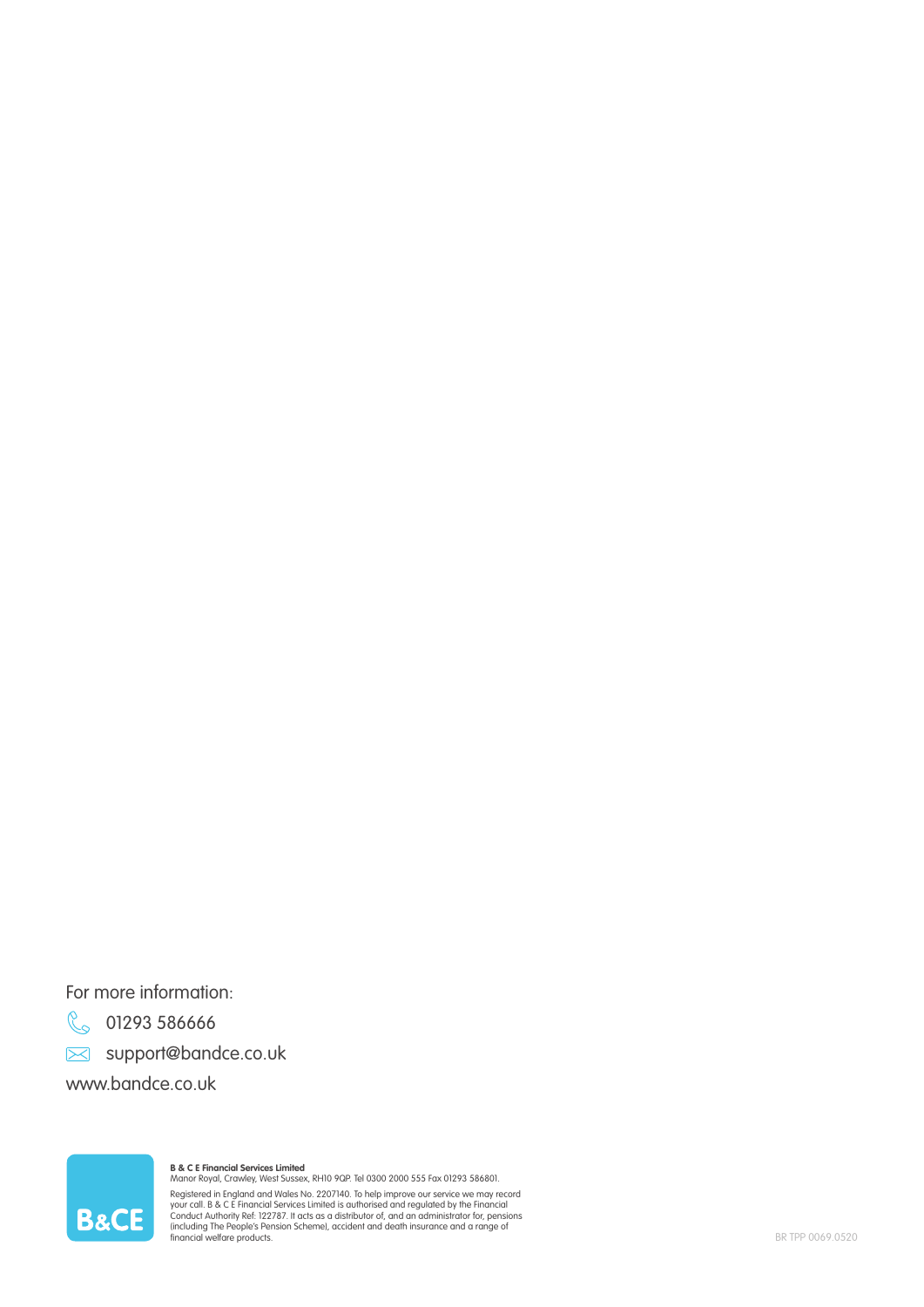For more information:

01293 586666

support@bandce.co.uk

www.bandce.co.uk

B&CE

**B & C E Financial Services Limited**
Manor Royal, Crawley, West Sussex, RH10 9QP. Tel 0300 2000 555 Fax 01293 586801.

Registered in England and Wales No. 2207140. To help improve our service we may record your call. B & C E Financial Services Limited is authorised and regulated by the Financial Conduct Authority Ref: 122787. It acts as a distributor of, and an administrator for, pensions (including The People's Pension Scheme), accident and death insurance and a range of financial welfare products.

BR TPP 0069.0520